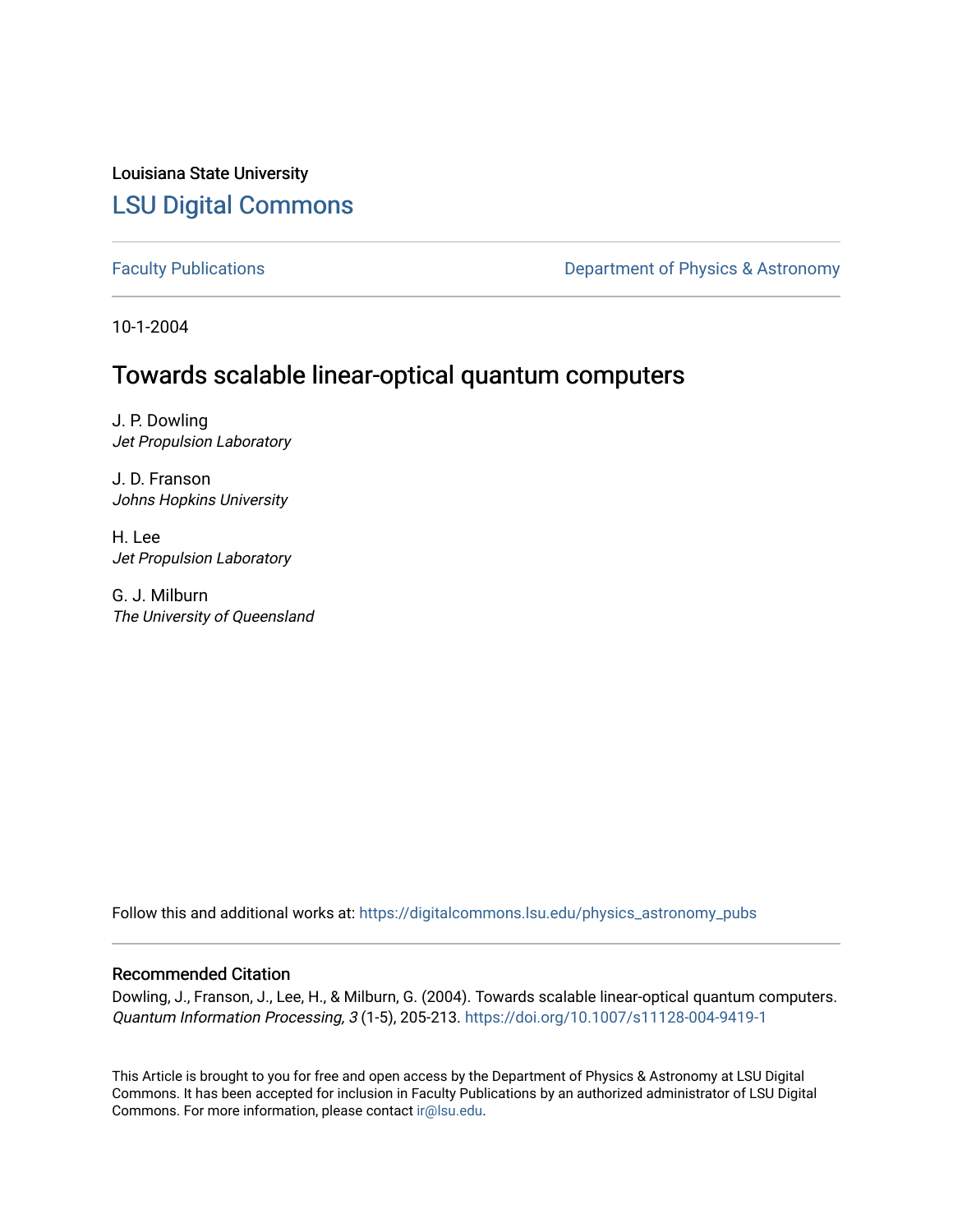Louisiana State University

# LSU Digital Commons

Faculty Publications

Department of Physics & Astronomy

10-1-2004

## Towards scalable linear-optical quantum computers

J. P. Dowling
*Jet Propulsion Laboratory*

J. D. Franson
*Johns Hopkins University*

H. Lee
*Jet Propulsion Laboratory*

G. J. Milburn
*The University of Queensland*

Follow this and additional works at: https://digitalcommons.lsu.edu/physics_astronomy_pubs

### Recommended Citation

Dowling, J., Franson, J., Lee, H., & Milburn, G. (2004). Towards scalable linear-optical quantum computers. *Quantum Information Processing, 3* (1-5), 205-213. https://doi.org/10.1007/s11128-004-9419-1

This Article is brought to you for free and open access by the Department of Physics & Astronomy at LSU Digital Commons. It has been accepted for inclusion in Faculty Publications by an authorized administrator of LSU Digital Commons. For more information, please contact ir@lsu.edu.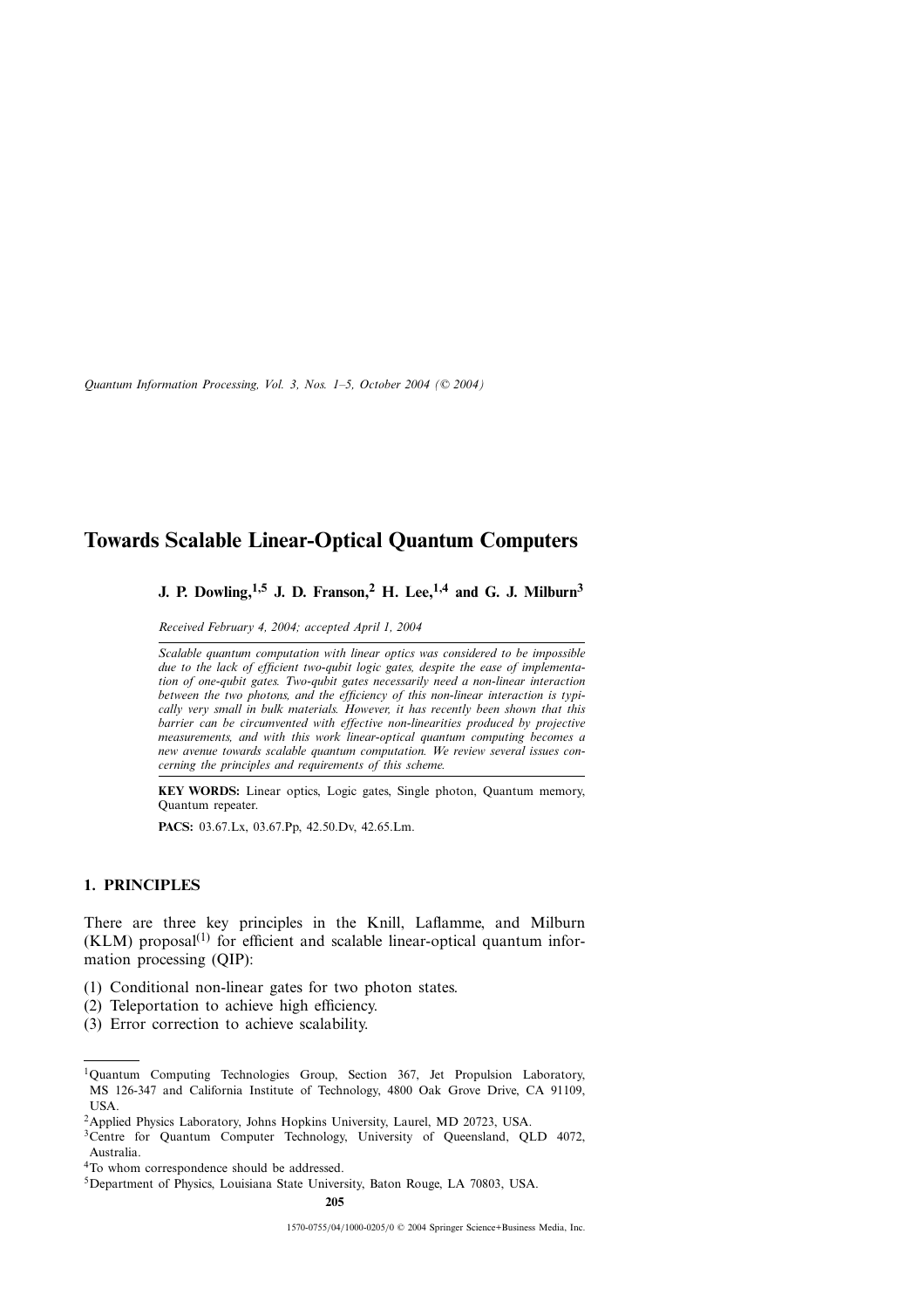# Towards Scalable Linear-Optical Quantum Computers

**J. P. Dowling,[1,5] J. D. Franson,[2] H. Lee,[1,4] and G. J. Milburn[3]**

*Received February 4, 2004; accepted April 1, 2004*

*Scalable quantum computation with linear optics was considered to be impossible due to the lack of efficient two-qubit logic gates, despite the ease of implementation of one-qubit gates. Two-qubit gates necessarily need a non-linear interaction between the two photons, and the efficiency of this non-linear interaction is typically very small in bulk materials. However, it has recently been shown that this barrier can be circumvented with effective non-linearities produced by projective measurements, and with this work linear-optical quantum computing becomes a new avenue towards scalable quantum computation. We review several issues concerning the principles and requirements of this scheme.*

**KEY WORDS:** Linear optics, Logic gates, Single photon, Quantum memory, Quantum repeater.

**PACS:** 03.67.Lx, 03.67.Pp, 42.50.Dv, 42.65.Lm.

## 1. PRINCIPLES

There are three key principles in the Knill, Laflamme, and Milburn (KLM) proposal[(1)] for efficient and scalable linear-optical quantum information processing (QIP):

(1) Conditional non-linear gates for two photon states.
(2) Teleportation to achieve high efficiency.
(3) Error correction to achieve scalability.

---

[1]Quantum Computing Technologies Group, Section 367, Jet Propulsion Laboratory, MS 126-347 and California Institute of Technology, 4800 Oak Grove Drive, CA 91109, USA.

[2]Applied Physics Laboratory, Johns Hopkins University, Laurel, MD 20723, USA.

[3]Centre for Quantum Computer Technology, University of Queensland, QLD 4072, Australia.

[4]To whom correspondence should be addressed.

[5]Department of Physics, Louisiana State University, Baton Rouge, LA 70803, USA.

1570-0755/04/1000-0205/0 © 2004 Springer Science+Business Media, Inc.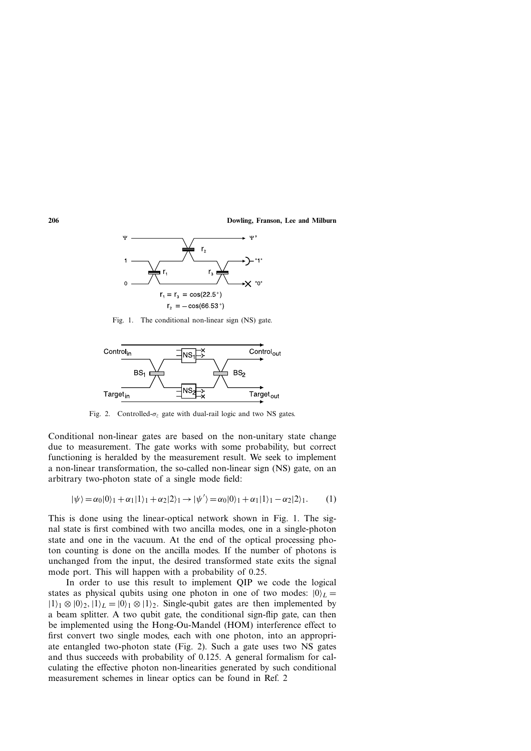Fig. 1. The conditional non-linear sign (NS) gate.

Fig. 2. Controlled-$\sigma_z$ gate with dual-rail logic and two NS gates.

Conditional non-linear gates are based on the non-unitary state change due to measurement. The gate works with some probability, but correct functioning is heralded by the measurement result. We seek to implement a non-linear transformation, the so-called non-linear sign (NS) gate, on an arbitrary two-photon state of a single mode field:

$$|\psi\rangle = \alpha_0|0\rangle_1 + \alpha_1|1\rangle_1 + \alpha_2|2\rangle_1 \rightarrow |\psi'\rangle = \alpha_0|0\rangle_1 + \alpha_1|1\rangle_1 - \alpha_2|2\rangle_1. \quad (1)$$

This is done using the linear-optical network shown in Fig. 1. The signal state is first combined with two ancilla modes, one in a single-photon state and one in the vacuum. At the end of the optical processing photon counting is done on the ancilla modes. If the number of photons is unchanged from the input, the desired transformed state exits the signal mode port. This will happen with a probability of 0.25.

In order to use this result to implement QIP we code the logical states as physical qubits using one photon in one of two modes: $|0\rangle_L = |1\rangle_1 \otimes |0\rangle_2$, $|1\rangle_L = |0\rangle_1 \otimes |1\rangle_2$. Single-qubit gates are then implemented by a beam splitter. A two qubit gate, the conditional sign-flip gate, can then be implemented using the Hong-Ou-Mandel (HOM) interference effect to first convert two single modes, each with one photon, into an appropriate entangled two-photon state (Fig. 2). Such a gate uses two NS gates and thus succeeds with probability of 0.125. A general formalism for calculating the effective photon non-linearities generated by such conditional measurement schemes in linear optics can be found in Ref. 2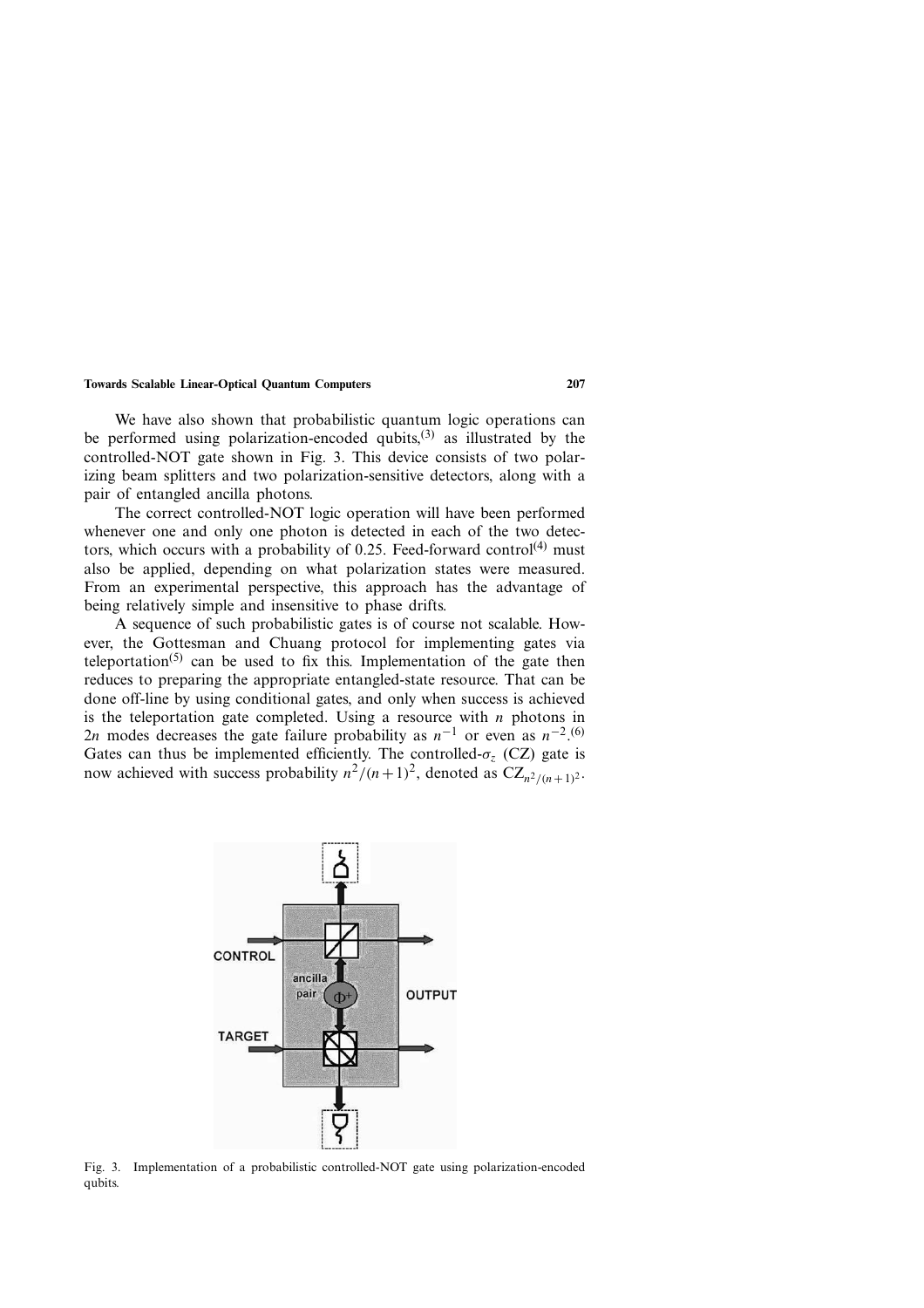We have also shown that probabilistic quantum logic operations can be performed using polarization-encoded qubits,[3] as illustrated by the controlled-NOT gate shown in Fig. 3. This device consists of two polarizing beam splitters and two polarization-sensitive detectors, along with a pair of entangled ancilla photons.

The correct controlled-NOT logic operation will have been performed whenever one and only one photon is detected in each of the two detectors, which occurs with a probability of 0.25. Feed-forward control[4] must also be applied, depending on what polarization states were measured. From an experimental perspective, this approach has the advantage of being relatively simple and insensitive to phase drifts.

A sequence of such probabilistic gates is of course not scalable. However, the Gottesman and Chuang protocol for implementing gates via teleportation[5] can be used to fix this. Implementation of the gate then reduces to preparing the appropriate entangled-state resource. That can be done off-line by using conditional gates, and only when success is achieved is the teleportation gate completed. Using a resource with $n$ photons in $2n$ modes decreases the gate failure probability as $n^{-1}$ or even as $n^{-2}$.[6] Gates can thus be implemented efficiently. The controlled-$\sigma_z$ (CZ) gate is now achieved with success probability $n^2/(n+1)^2$, denoted as $\mathrm{CZ}_{n^2/(n+1)^2}$.

Fig. 3. Implementation of a probabilistic controlled-NOT gate using polarization-encoded qubits.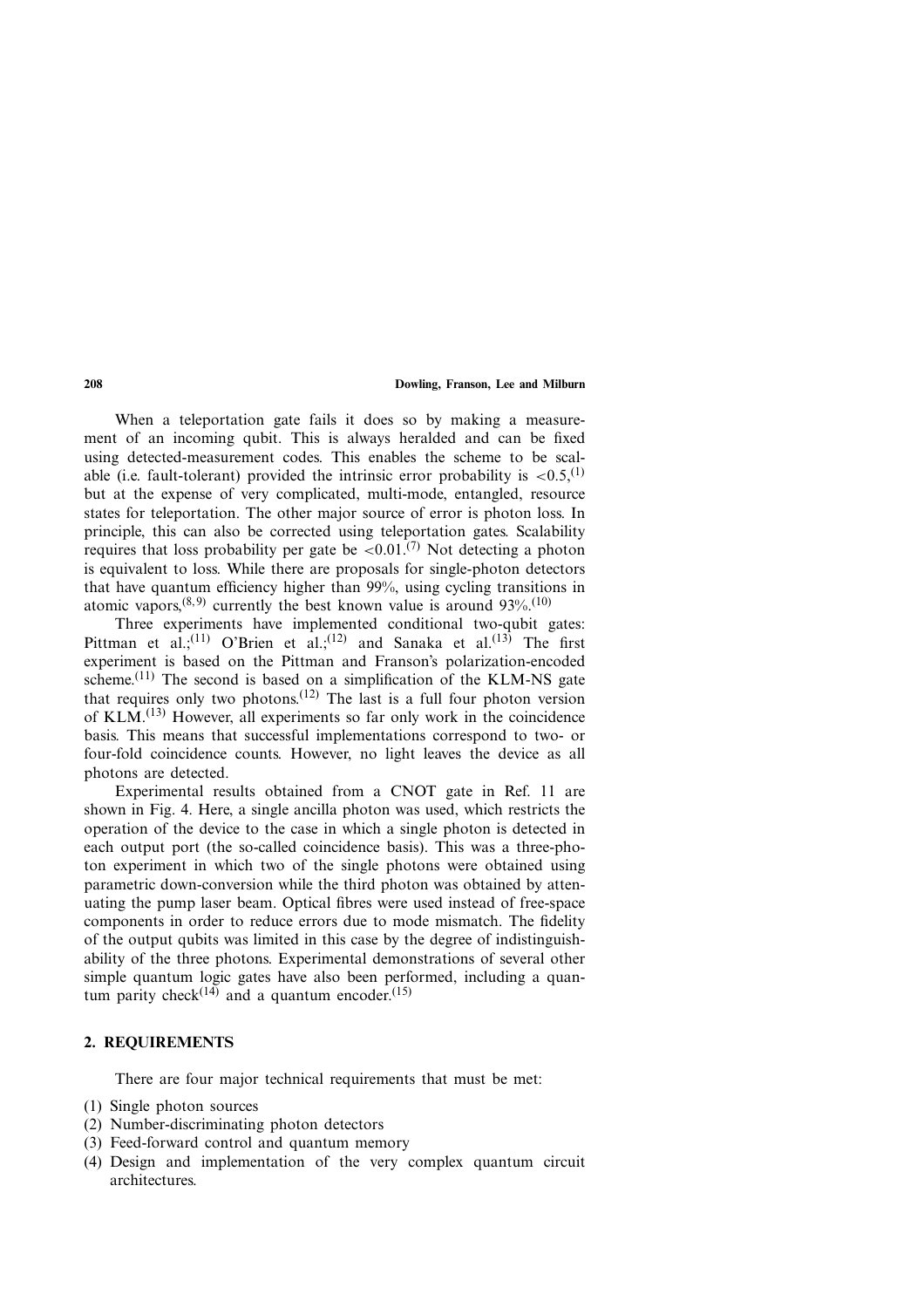When a teleportation gate fails it does so by making a measurement of an incoming qubit. This is always heralded and can be fixed using detected-measurement codes. This enables the scheme to be scalable (i.e. fault-tolerant) provided the intrinsic error probability is $<0.5$,[1] but at the expense of very complicated, multi-mode, entangled, resource states for teleportation. The other major source of error is photon loss. In principle, this can also be corrected using teleportation gates. Scalability requires that loss probability per gate be $<0.01$.[7] Not detecting a photon is equivalent to loss. While there are proposals for single-photon detectors that have quantum efficiency higher than 99%, using cycling transitions in atomic vapors,[8,9] currently the best known value is around 93%.[10]

Three experiments have implemented conditional two-qubit gates: Pittman et al.;[11] O'Brien et al.;[12] and Sanaka et al.[13] The first experiment is based on the Pittman and Franson's polarization-encoded scheme.[11] The second is based on a simplification of the KLM-NS gate that requires only two photons.[12] The last is a full four photon version of KLM.[13] However, all experiments so far only work in the coincidence basis. This means that successful implementations correspond to two- or four-fold coincidence counts. However, no light leaves the device as all photons are detected.

Experimental results obtained from a CNOT gate in Ref. 11 are shown in Fig. 4. Here, a single ancilla photon was used, which restricts the operation of the device to the case in which a single photon is detected in each output port (the so-called coincidence basis). This was a three-photon experiment in which two of the single photons were obtained using parametric down-conversion while the third photon was obtained by attenuating the pump laser beam. Optical fibres were used instead of free-space components in order to reduce errors due to mode mismatch. The fidelity of the output qubits was limited in this case by the degree of indistinguishability of the three photons. Experimental demonstrations of several other simple quantum logic gates have also been performed, including a quantum parity check[14] and a quantum encoder.[15]

## 2. REQUIREMENTS

There are four major technical requirements that must be met:

(1) Single photon sources
(2) Number-discriminating photon detectors
(3) Feed-forward control and quantum memory
(4) Design and implementation of the very complex quantum circuit architectures.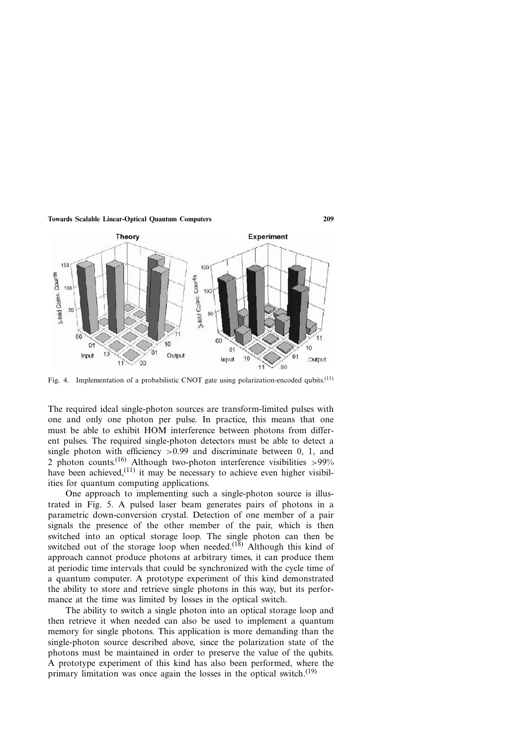Theory

150

100

50

3-fold Coinc. Counts

00

01

10

11

Input

00

01

10

11

Output

Experiment

150

100

50

3-fold Coinc. Counts

00

01

10

11

Input

00

01

10

11

Output

Fig. 4. Implementation of a probabilistic CNOT gate using polarization-encoded qubits.[11]

The required ideal single-photon sources are transform-limited pulses with one and only one photon per pulse. In practice, this means that one must be able to exhibit HOM interference between photons from different pulses. The required single-photon detectors must be able to detect a single photon with efficiency $>0.99$ and discriminate between 0, 1, and 2 photon counts.[16] Although two-photon interference visibilities $>99\%$ have been achieved,[11] it may be necessary to achieve even higher visibilities for quantum computing applications.

One approach to implementing such a single-photon source is illustrated in Fig. 5. A pulsed laser beam generates pairs of photons in a parametric down-conversion crystal. Detection of one member of a pair signals the presence of the other member of the pair, which is then switched into an optical storage loop. The single photon can then be switched out of the storage loop when needed.[18] Although this kind of approach cannot produce photons at arbitrary times, it can produce them at periodic time intervals that could be synchronized with the cycle time of a quantum computer. A prototype experiment of this kind demonstrated the ability to store and retrieve single photons in this way, but its performance at the time was limited by losses in the optical switch.

The ability to switch a single photon into an optical storage loop and then retrieve it when needed can also be used to implement a quantum memory for single photons. This application is more demanding than the single-photon source described above, since the polarization state of the photons must be maintained in order to preserve the value of the qubits. A prototype experiment of this kind has also been performed, where the primary limitation was once again the losses in the optical switch.[19]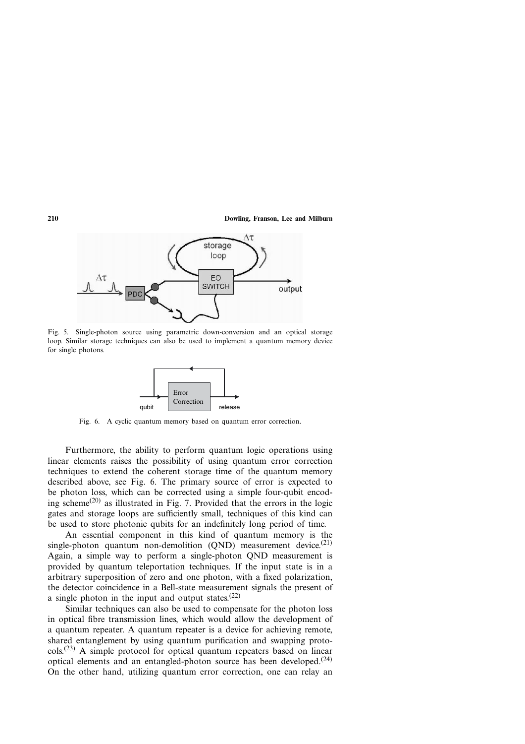Fig. 5. Single-photon source using parametric down-conversion and an optical storage loop. Similar storage techniques can also be used to implement a quantum memory device for single photons.

Fig. 6. A cyclic quantum memory based on quantum error correction.

Furthermore, the ability to perform quantum logic operations using linear elements raises the possibility of using quantum error correction techniques to extend the coherent storage time of the quantum memory described above, see Fig. 6. The primary source of error is expected to be photon loss, which can be corrected using a simple four-qubit encoding scheme[20] as illustrated in Fig. 7. Provided that the errors in the logic gates and storage loops are sufficiently small, techniques of this kind can be used to store photonic qubits for an indefinitely long period of time.

An essential component in this kind of quantum memory is the single-photon quantum non-demolition (QND) measurement device.[21] Again, a simple way to perform a single-photon QND measurement is provided by quantum teleportation techniques. If the input state is in a arbitrary superposition of zero and one photon, with a fixed polarization, the detector coincidence in a Bell-state measurement signals the present of a single photon in the input and output states.[22]

Similar techniques can also be used to compensate for the photon loss in optical fibre transmission lines, which would allow the development of a quantum repeater. A quantum repeater is a device for achieving remote, shared entanglement by using quantum purification and swapping protocols.[23] A simple protocol for optical quantum repeaters based on linear optical elements and an entangled-photon source has been developed.[24] On the other hand, utilizing quantum error correction, one can relay an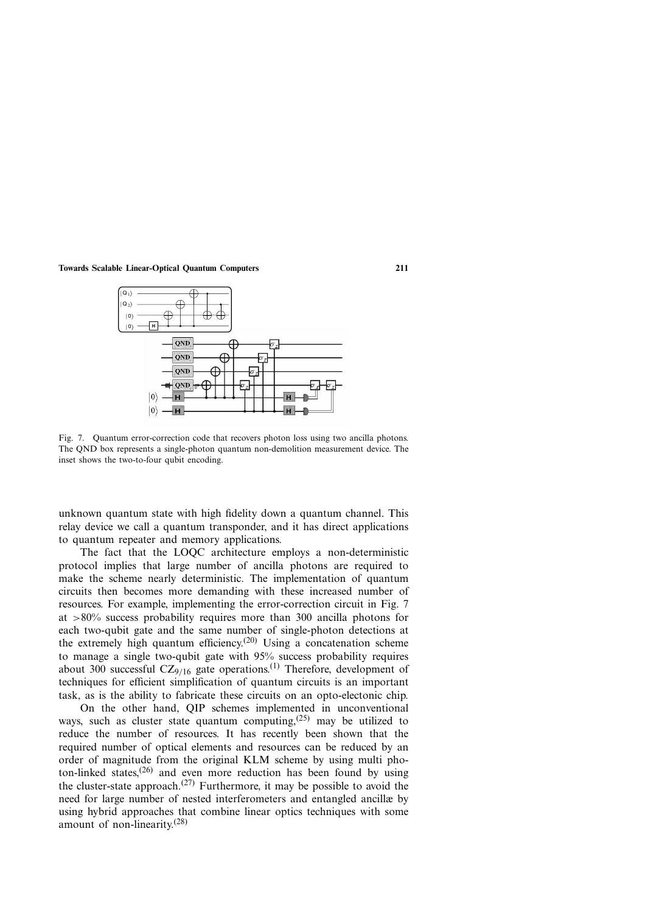Fig. 7. Quantum error-correction code that recovers photon loss using two ancilla photons. The QND box represents a single-photon quantum non-demolition measurement device. The inset shows the two-to-four qubit encoding.

unknown quantum state with high fidelity down a quantum channel. This relay device we call a quantum transponder, and it has direct applications to quantum repeater and memory applications.

The fact that the LOQC architecture employs a non-deterministic protocol implies that large number of ancilla photons are required to make the scheme nearly deterministic. The implementation of quantum circuits then becomes more demanding with these increased number of resources. For example, implementing the error-correction circuit in Fig. 7 at >80% success probability requires more than 300 ancilla photons for each two-qubit gate and the same number of single-photon detections at the extremely high quantum efficiency.[20] Using a concatenation scheme to manage a single two-qubit gate with 95% success probability requires about 300 successful $CZ_{9/16}$ gate operations.[1] Therefore, development of techniques for efficient simplification of quantum circuits is an important task, as is the ability to fabricate these circuits on an opto-electonic chip.

On the other hand, QIP schemes implemented in unconventional ways, such as cluster state quantum computing,[25] may be utilized to reduce the number of resources. It has recently been shown that the required number of optical elements and resources can be reduced by an order of magnitude from the original KLM scheme by using multi photon-linked states,[26] and even more reduction has been found by using the cluster-state approach.[27] Furthermore, it may be possible to avoid the need for large number of nested interferometers and entangled ancillæ by using hybrid approaches that combine linear optics techniques with some amount of non-linearity.[28]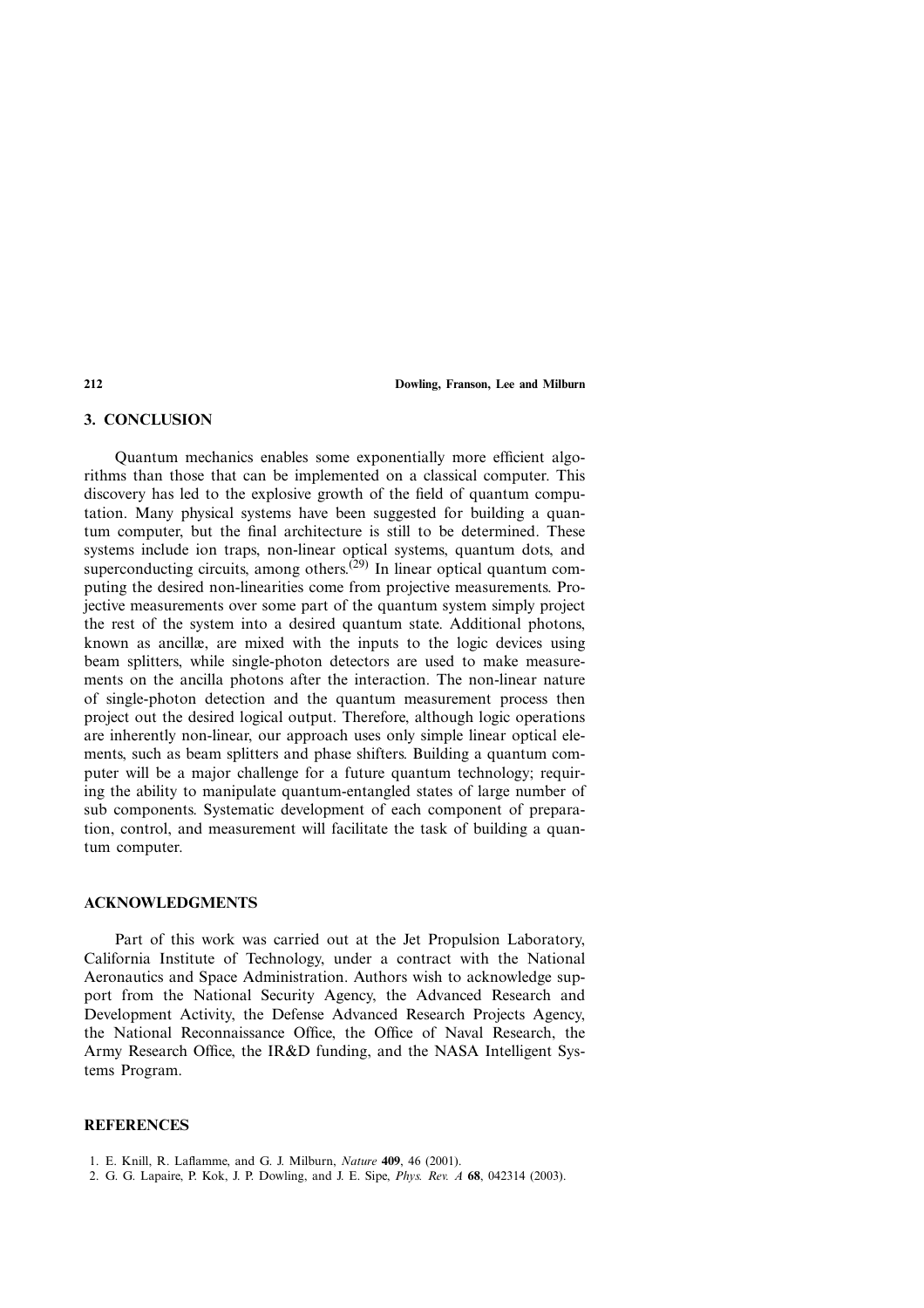## 3. CONCLUSION

Quantum mechanics enables some exponentially more efficient algorithms than those that can be implemented on a classical computer. This discovery has led to the explosive growth of the field of quantum computation. Many physical systems have been suggested for building a quantum computer, but the final architecture is still to be determined. These systems include ion traps, non-linear optical systems, quantum dots, and superconducting circuits, among others.[29] In linear optical quantum computing the desired non-linearities come from projective measurements. Projective measurements over some part of the quantum system simply project the rest of the system into a desired quantum state. Additional photons, known as ancillæ, are mixed with the inputs to the logic devices using beam splitters, while single-photon detectors are used to make measurements on the ancilla photons after the interaction. The non-linear nature of single-photon detection and the quantum measurement process then project out the desired logical output. Therefore, although logic operations are inherently non-linear, our approach uses only simple linear optical elements, such as beam splitters and phase shifters. Building a quantum computer will be a major challenge for a future quantum technology; requiring the ability to manipulate quantum-entangled states of large number of sub components. Systematic development of each component of preparation, control, and measurement will facilitate the task of building a quantum computer.

## ACKNOWLEDGMENTS

Part of this work was carried out at the Jet Propulsion Laboratory, California Institute of Technology, under a contract with the National Aeronautics and Space Administration. Authors wish to acknowledge support from the National Security Agency, the Advanced Research and Development Activity, the Defense Advanced Research Projects Agency, the National Reconnaissance Office, the Office of Naval Research, the Army Research Office, the IR&D funding, and the NASA Intelligent Systems Program.

## REFERENCES

1. E. Knill, R. Laflamme, and G. J. Milburn, *Nature* **409**, 46 (2001).
2. G. G. Lapaire, P. Kok, J. P. Dowling, and J. E. Sipe, *Phys. Rev. A* **68**, 042314 (2003).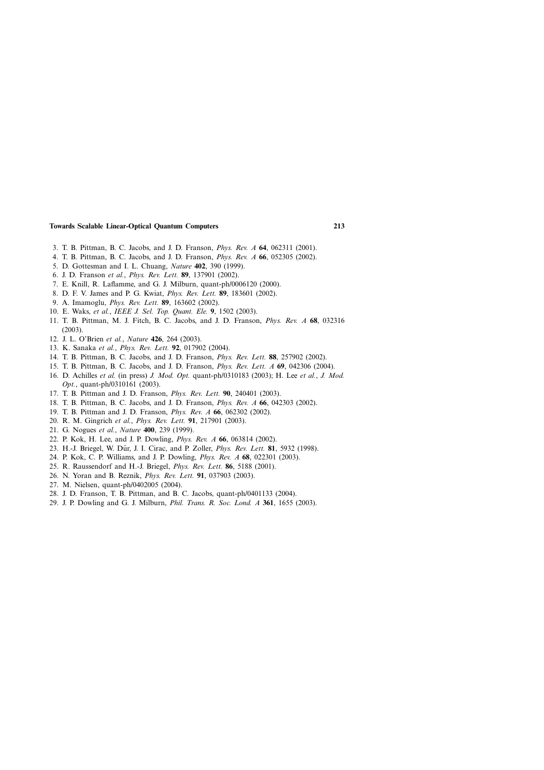3. T. B. Pittman, B. C. Jacobs, and J. D. Franson, *Phys. Rev. A* **64**, 062311 (2001).
4. T. B. Pittman, B. C. Jacobs, and J. D. Franson, *Phys. Rev. A* **66**, 052305 (2002).
5. D. Gottesman and I. L. Chuang, *Nature* **402**, 390 (1999).
6. J. D. Franson *et al.*, *Phys. Rev. Lett.* **89**, 137901 (2002).
7. E. Knill, R. Laflamme, and G. J. Milburn, quant-ph/0006120 (2000).
8. D. F. V. James and P. G. Kwiat, *Phys. Rev. Lett.* **89**, 183601 (2002).
9. A. Imamoglu, *Phys. Rev. Lett.* **89**, 163602 (2002).
10. E. Waks, *et al.*, *IEEE J. Sel. Top. Quant. Ele.* **9**, 1502 (2003).
11. T. B. Pittman, M. J. Fitch, B. C. Jacobs, and J. D. Franson, *Phys. Rev. A* **68**, 032316 (2003).
12. J. L. O'Brien *et al.*, *Nature* **426**, 264 (2003).
13. K. Sanaka *et al.*, *Phys. Rev. Lett.* **92**, 017902 (2004).
14. T. B. Pittman, B. C. Jacobs, and J. D. Franson, *Phys. Rev. Lett.* **88**, 257902 (2002).
15. T. B. Pittman, B. C. Jacobs, and J. D. Franson, *Phys. Rev. Lett. A* **69**, 042306 (2004).
16. D. Achilles *et al.* (in press) *J. Mod. Opt.* quant-ph/0310183 (2003); H. Lee *et al.*, *J. Mod. Opt.*, quant-ph/0310161 (2003).
17. T. B. Pittman and J. D. Franson, *Phys. Rev. Lett.* **90**, 240401 (2003).
18. T. B. Pittman, B. C. Jacobs, and J. D. Franson, *Phys. Rev. A* **66**, 042303 (2002).
19. T. B. Pittman and J. D. Franson, *Phys. Rev. A* **66**, 062302 (2002).
20. R. M. Gingrich *et al.*, *Phys. Rev. Lett.* **91**, 217901 (2003).
21. G. Nogues *et al.*, *Nature* **400**, 239 (1999).
22. P. Kok, H. Lee, and J. P. Dowling, *Phys. Rev. A* **66**, 063814 (2002).
23. H.-J. Briegel, W. Dür, J. I. Cirac, and P. Zoller, *Phys. Rev. Lett.* **81**, 5932 (1998).
24. P. Kok, C. P. Williams, and J. P. Dowling, *Phys. Rev. A* **68**, 022301 (2003).
25. R. Raussendorf and H.-J. Briegel, *Phys. Rev. Lett.* **86**, 5188 (2001).
26. N. Yoran and B. Reznik, *Phys. Rev. Lett.* **91**, 037903 (2003).
27. M. Nielsen, quant-ph/0402005 (2004).
28. J. D. Franson, T. B. Pittman, and B. C. Jacobs, quant-ph/0401133 (2004).
29. J. P. Dowling and G. J. Milburn, *Phil. Trans. R. Soc. Lond. A* **361**, 1655 (2003).